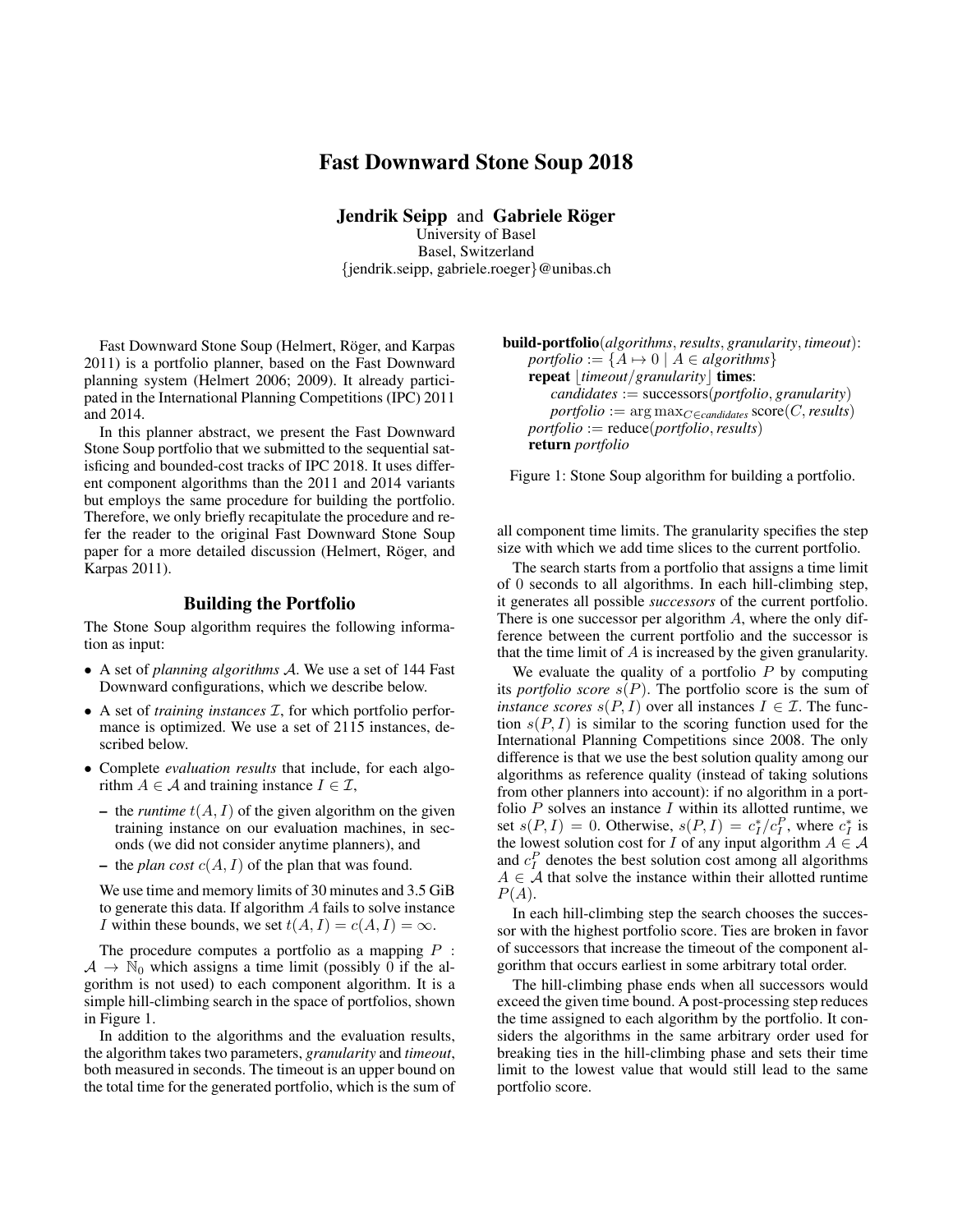# Fast Downward Stone Soup 2018

**Jendrik Seipp** and **Gabriele Röger**
University of Basel
Basel, Switzerland
{jendrik.seipp, gabriele.roeger}@unibas.ch

Fast Downward Stone Soup (Helmert, Röger, and Karpas 2011) is a portfolio planner, based on the Fast Downward planning system (Helmert 2006; 2009). It already participated in the International Planning Competitions (IPC) 2011 and 2014.

In this planner abstract, we present the Fast Downward Stone Soup portfolio that we submitted to the sequential satisficing and bounded-cost tracks of IPC 2018. It uses different component algorithms than the 2011 and 2014 variants but employs the same procedure for building the portfolio. Therefore, we only briefly recapitulate the procedure and refer the reader to the original Fast Downward Stone Soup paper for a more detailed discussion (Helmert, Röger, and Karpas 2011).

## Building the Portfolio

The Stone Soup algorithm requires the following information as input:

- A set of *planning algorithms* $\mathcal{A}$. We use a set of 144 Fast Downward configurations, which we describe below.
- A set of *training instances* $\mathcal{I}$, for which portfolio performance is optimized. We use a set of 2115 instances, described below.
- Complete *evaluation results* that include, for each algorithm $A \in \mathcal{A}$ and training instance $I \in \mathcal{I}$,
  - the *runtime* $t(A, I)$ of the given algorithm on the given training instance on our evaluation machines, in seconds (we did not consider anytime planners), and
  - the *plan cost* $c(A, I)$ of the plan that was found.

  We use time and memory limits of 30 minutes and 3.5 GiB to generate this data. If algorithm $A$ fails to solve instance $I$ within these bounds, we set $t(A, I) = c(A, I) = \infty$.

The procedure computes a portfolio as a mapping $P : \mathcal{A} \to \mathbb{N}_0$ which assigns a time limit (possibly 0 if the algorithm is not used) to each component algorithm. It is a simple hill-climbing search in the space of portfolios, shown in Figure 1.

In addition to the algorithms and the evaluation results, the algorithm takes two parameters, *granularity* and *timeout*, both measured in seconds. The timeout is an upper bound on the total time for the generated portfolio, which is the sum of all component time limits. The granularity specifies the step size with which we add time slices to the current portfolio.

```
build-portfolio(algorithms, results, granularity, timeout):
    portfolio := {A ↦ 0 | A ∈ algorithms}
    repeat ⌊timeout/granularity⌋ times:
        candidates := successors(portfolio, granularity)
        portfolio := arg max_{C∈candidates} score(C, results)
    portfolio := reduce(portfolio, results)
    return portfolio
```

Figure 1: Stone Soup algorithm for building a portfolio.

The search starts from a portfolio that assigns a time limit of 0 seconds to all algorithms. In each hill-climbing step, it generates all possible *successors* of the current portfolio. There is one successor per algorithm $A$, where the only difference between the current portfolio and the successor is that the time limit of $A$ is increased by the given granularity.

We evaluate the quality of a portfolio $P$ by computing its *portfolio score* $s(P)$. The portfolio score is the sum of *instance scores* $s(P, I)$ over all instances $I \in \mathcal{I}$. The function $s(P, I)$ is similar to the scoring function used for the International Planning Competitions since 2008. The only difference is that we use the best solution quality among our algorithms as reference quality (instead of taking solutions from other planners into account): if no algorithm in a portfolio $P$ solves an instance $I$ within its allotted runtime, we set $s(P, I) = 0$. Otherwise, $s(P, I) = c_I^*/c_I^P$, where $c_I^*$ is the lowest solution cost for $I$ of any input algorithm $A \in \mathcal{A}$ and $c_I^P$ denotes the best solution cost among all algorithms $A \in \mathcal{A}$ that solve the instance within their allotted runtime $P(A)$.

In each hill-climbing step the search chooses the successor with the highest portfolio score. Ties are broken in favor of successors that increase the timeout of the component algorithm that occurs earliest in some arbitrary total order.

The hill-climbing phase ends when all successors would exceed the given time bound. A post-processing step reduces the time assigned to each algorithm by the portfolio. It considers the algorithms in the same arbitrary order used for breaking ties in the hill-climbing phase and sets their time limit to the lowest value that would still lead to the same portfolio score.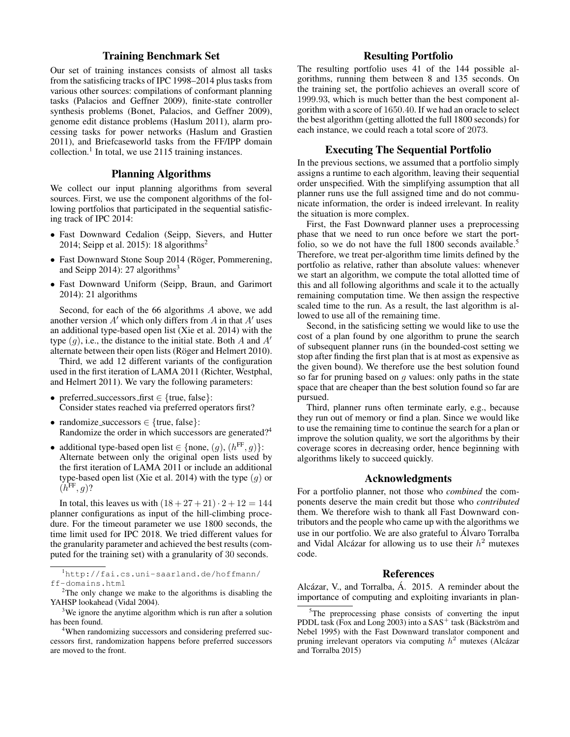## Training Benchmark Set

Our set of training instances consists of almost all tasks from the satisficing tracks of IPC 1998–2014 plus tasks from various other sources: compilations of conformant planning tasks (Palacios and Geffner 2009), finite-state controller synthesis problems (Bonet, Palacios, and Geffner 2009), genome edit distance problems (Haslum 2011), alarm processing tasks for power networks (Haslum and Grastien 2011), and Briefcaseworld tasks from the FF/IPP domain collection.[1] In total, we use 2115 training instances.

## Planning Algorithms

We collect our input planning algorithms from several sources. First, we use the component algorithms of the following portfolios that participated in the sequential satisficing track of IPC 2014:

- Fast Downward Cedalion (Seipp, Sievers, and Hutter 2014; Seipp et al. 2015): 18 algorithms[2]
- Fast Downward Stone Soup 2014 (Röger, Pommerening, and Seipp 2014): 27 algorithms[3]
- Fast Downward Uniform (Seipp, Braun, and Garimort 2014): 21 algorithms

Second, for each of the 66 algorithms $A$ above, we add another version $A'$ which only differs from $A$ in that $A'$ uses an additional type-based open list (Xie et al. 2014) with the type $(g)$, i.e., the distance to the initial state. Both $A$ and $A'$ alternate between their open lists (Röger and Helmert 2010).

Third, we add 12 different variants of the configuration used in the first iteration of LAMA 2011 (Richter, Westphal, and Helmert 2011). We vary the following parameters:

- preferred_successors_first $\in$ {true, false}: Consider states reached via preferred operators first?
- randomize_successors $\in$ {true, false}: Randomize the order in which successors are generated?[4]
- additional type-based open list $\in$ {none, $(g)$, $(h^{\text{FF}}, g)$}: Alternate between only the original open lists used by the first iteration of LAMA 2011 or include an additional type-based open list (Xie et al. 2014) with the type $(g)$ or $(h^{\text{FF}}, g)$?

In total, this leaves us with $(18 + 27 + 21) \cdot 2 + 12 = 144$ planner configurations as input of the hill-climbing procedure. For the timeout parameter we use 1800 seconds, the time limit used for IPC 2018. We tried different values for the granularity parameter and achieved the best results (computed for the training set) with a granularity of 30 seconds.

[1] http://fai.cs.uni-saarland.de/hoffmann/ff-domains.html

[2] The only change we make to the algorithms is disabling the YAHSP lookahead (Vidal 2004).

[3] We ignore the anytime algorithm which is run after a solution has been found.

[4] When randomizing successors and considering preferred successors first, randomization happens before preferred successors are moved to the front.

## Resulting Portfolio

The resulting portfolio uses 41 of the 144 possible algorithms, running them between 8 and 135 seconds. On the training set, the portfolio achieves an overall score of 1999.93, which is much better than the best component algorithm with a score of 1650.40. If we had an oracle to select the best algorithm (getting allotted the full 1800 seconds) for each instance, we could reach a total score of 2073.

## Executing The Sequential Portfolio

In the previous sections, we assumed that a portfolio simply assigns a runtime to each algorithm, leaving their sequential order unspecified. With the simplifying assumption that all planner runs use the full assigned time and do not communicate information, the order is indeed irrelevant. In reality the situation is more complex.

First, the Fast Downward planner uses a preprocessing phase that we need to run once before we start the portfolio, so we do not have the full 1800 seconds available.[5] Therefore, we treat per-algorithm time limits defined by the portfolio as relative, rather than absolute values: whenever we start an algorithm, we compute the total allotted time of this and all following algorithms and scale it to the actually remaining computation time. We then assign the respective scaled time to the run. As a result, the last algorithm is allowed to use all of the remaining time.

Second, in the satisficing setting we would like to use the cost of a plan found by one algorithm to prune the search of subsequent planner runs (in the bounded-cost setting we stop after finding the first plan that is at most as expensive as the given bound). We therefore use the best solution found so far for pruning based on $g$ values: only paths in the state space that are cheaper than the best solution found so far are pursued.

Third, planner runs often terminate early, e.g., because they run out of memory or find a plan. Since we would like to use the remaining time to continue the search for a plan or improve the solution quality, we sort the algorithms by their coverage scores in decreasing order, hence beginning with algorithms likely to succeed quickly.

## Acknowledgments

For a portfolio planner, not those who *combined* the components deserve the main credit but those who *contributed* them. We therefore wish to thank all Fast Downward contributors and the people who came up with the algorithms we use in our portfolio. We are also grateful to Álvaro Torralba and Vidal Alcázar for allowing us to use their $h^2$ mutexes code.

## References

Alcázar, V., and Torralba, Á. 2015. A reminder about the importance of computing and exploiting invariants in plan-

[5] The preprocessing phase consists of converting the input PDDL task (Fox and Long 2003) into a $\text{SAS}^+$ task (Bäckström and Nebel 1995) with the Fast Downward translator component and pruning irrelevant operators via computing $h^2$ mutexes (Alcázar and Torralba 2015)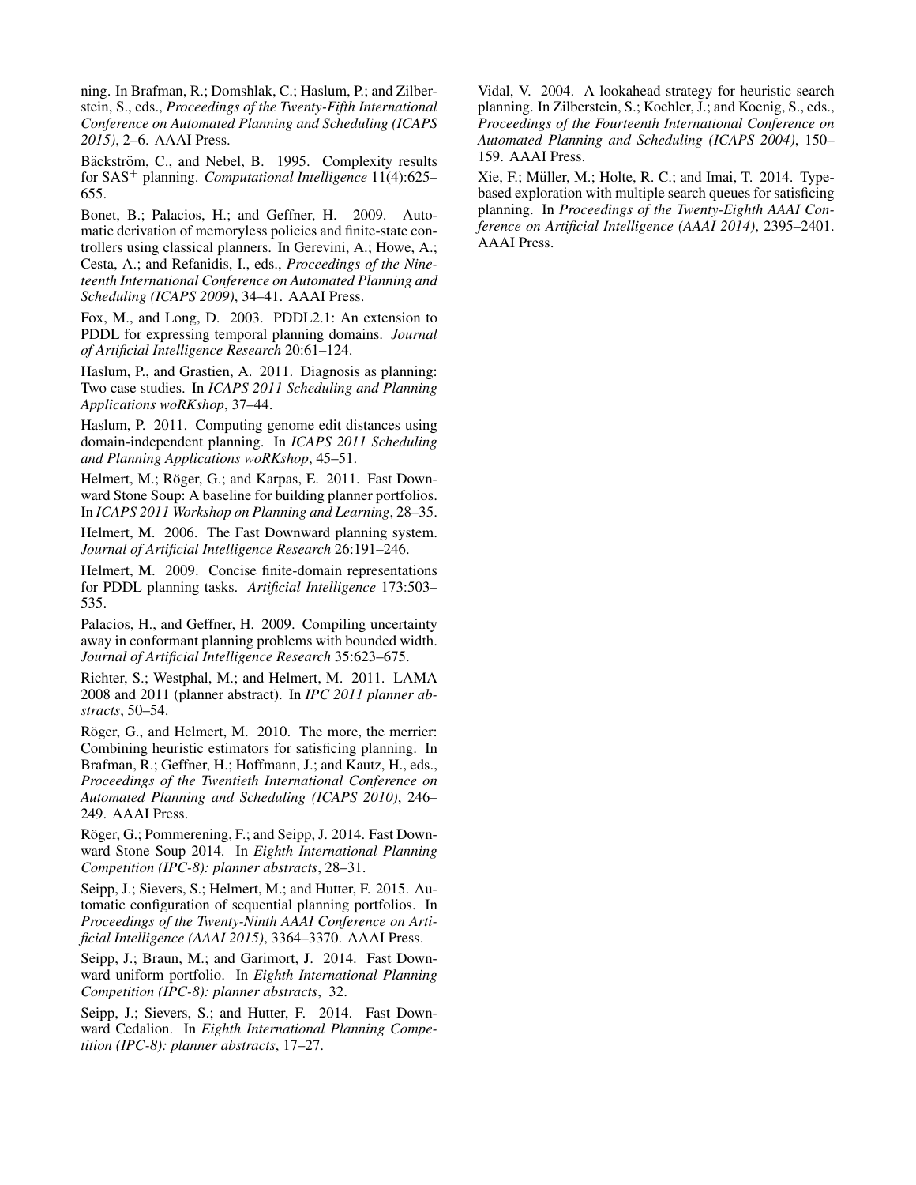ning. In Brafman, R.; Domshlak, C.; Haslum, P.; and Zilberstein, S., eds., *Proceedings of the Twenty-Fifth International Conference on Automated Planning and Scheduling (ICAPS 2015)*, 2–6. AAAI Press.

Bäckström, C., and Nebel, B. 1995. Complexity results for SAS$^+$ planning. *Computational Intelligence* 11(4):625–655.

Bonet, B.; Palacios, H.; and Geffner, H. 2009. Automatic derivation of memoryless policies and finite-state controllers using classical planners. In Gerevini, A.; Howe, A.; Cesta, A.; and Refanidis, I., eds., *Proceedings of the Nineteenth International Conference on Automated Planning and Scheduling (ICAPS 2009)*, 34–41. AAAI Press.

Fox, M., and Long, D. 2003. PDDL2.1: An extension to PDDL for expressing temporal planning domains. *Journal of Artificial Intelligence Research* 20:61–124.

Haslum, P., and Grastien, A. 2011. Diagnosis as planning: Two case studies. In *ICAPS 2011 Scheduling and Planning Applications woRKshop*, 37–44.

Haslum, P. 2011. Computing genome edit distances using domain-independent planning. In *ICAPS 2011 Scheduling and Planning Applications woRKshop*, 45–51.

Helmert, M.; Röger, G.; and Karpas, E. 2011. Fast Downward Stone Soup: A baseline for building planner portfolios. In *ICAPS 2011 Workshop on Planning and Learning*, 28–35.

Helmert, M. 2006. The Fast Downward planning system. *Journal of Artificial Intelligence Research* 26:191–246.

Helmert, M. 2009. Concise finite-domain representations for PDDL planning tasks. *Artificial Intelligence* 173:503–535.

Palacios, H., and Geffner, H. 2009. Compiling uncertainty away in conformant planning problems with bounded width. *Journal of Artificial Intelligence Research* 35:623–675.

Richter, S.; Westphal, M.; and Helmert, M. 2011. LAMA 2008 and 2011 (planner abstract). In *IPC 2011 planner abstracts*, 50–54.

Röger, G., and Helmert, M. 2010. The more, the merrier: Combining heuristic estimators for satisficing planning. In Brafman, R.; Geffner, H.; Hoffmann, J.; and Kautz, H., eds., *Proceedings of the Twentieth International Conference on Automated Planning and Scheduling (ICAPS 2010)*, 246–249. AAAI Press.

Röger, G.; Pommerening, F.; and Seipp, J. 2014. Fast Downward Stone Soup 2014. In *Eighth International Planning Competition (IPC-8): planner abstracts*, 28–31.

Seipp, J.; Sievers, S.; Helmert, M.; and Hutter, F. 2015. Automatic configuration of sequential planning portfolios. In *Proceedings of the Twenty-Ninth AAAI Conference on Artificial Intelligence (AAAI 2015)*, 3364–3370. AAAI Press.

Seipp, J.; Braun, M.; and Garimort, J. 2014. Fast Downward uniform portfolio. In *Eighth International Planning Competition (IPC-8): planner abstracts*, 32.

Seipp, J.; Sievers, S.; and Hutter, F. 2014. Fast Downward Cedalion. In *Eighth International Planning Competition (IPC-8): planner abstracts*, 17–27.

Vidal, V. 2004. A lookahead strategy for heuristic search planning. In Zilberstein, S.; Koehler, J.; and Koenig, S., eds., *Proceedings of the Fourteenth International Conference on Automated Planning and Scheduling (ICAPS 2004)*, 150–159. AAAI Press.

Xie, F.; Müller, M.; Holte, R. C.; and Imai, T. 2014. Type-based exploration with multiple search queues for satisficing planning. In *Proceedings of the Twenty-Eighth AAAI Conference on Artificial Intelligence (AAAI 2014)*, 2395–2401. AAAI Press.